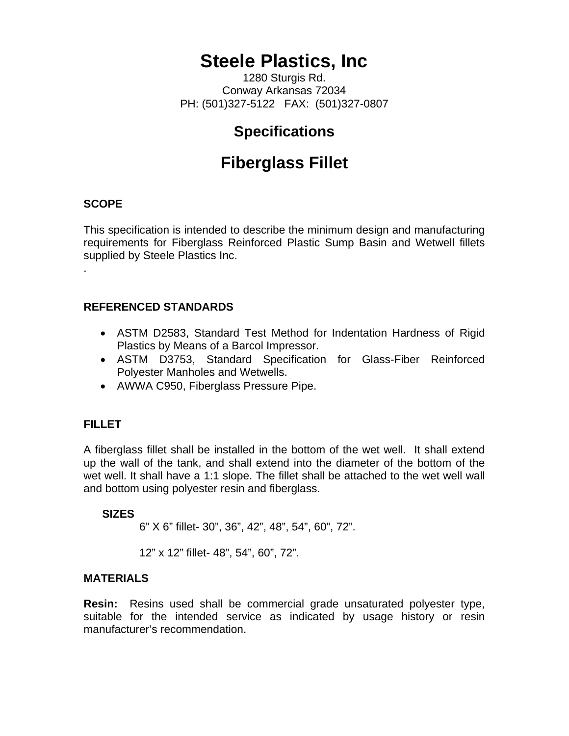# Steele Plastics, Inc

1280 Sturgis Rd.
Conway Arkansas 72034
PH: (501)327-5122 FAX: (501)327-0807

## Specifications

## Fiberglass Fillet

### SCOPE

This specification is intended to describe the minimum design and manufacturing requirements for Fiberglass Reinforced Plastic Sump Basin and Wetwell fillets supplied by Steele Plastics Inc.

.

### REFERENCED STANDARDS

- ASTM D2583, Standard Test Method for Indentation Hardness of Rigid Plastics by Means of a Barcol Impressor.
- ASTM D3753, Standard Specification for Glass-Fiber Reinforced Polyester Manholes and Wetwells.
- AWWA C950, Fiberglass Pressure Pipe.

### FILLET

A fiberglass fillet shall be installed in the bottom of the wet well. It shall extend up the wall of the tank, and shall extend into the diameter of the bottom of the wet well. It shall have a 1:1 slope. The fillet shall be attached to the wet well wall and bottom using polyester resin and fiberglass.

**SIZES**

6" X 6" fillet- 30", 36", 42", 48", 54", 60", 72".

12" x 12" fillet- 48", 54", 60", 72".

### MATERIALS

**Resin:** Resins used shall be commercial grade unsaturated polyester type, suitable for the intended service as indicated by usage history or resin manufacturer's recommendation.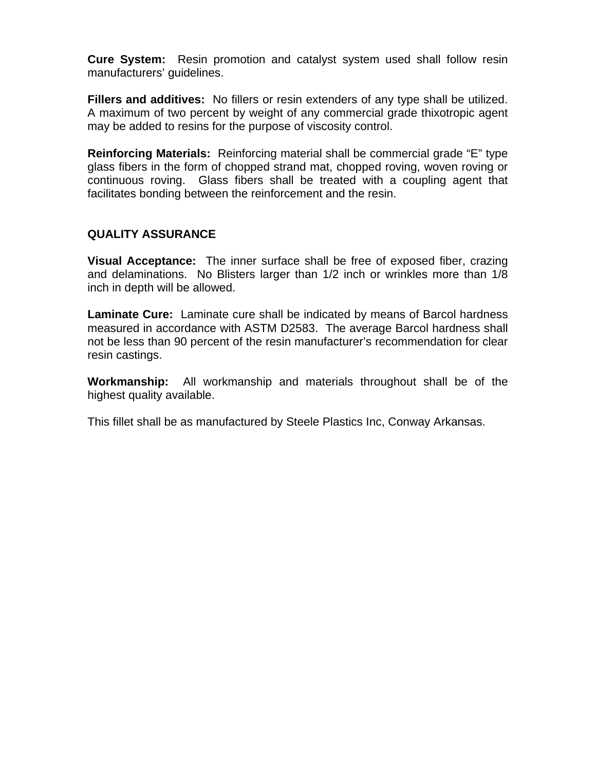**Cure System:** Resin promotion and catalyst system used shall follow resin manufacturers' guidelines.

**Fillers and additives:** No fillers or resin extenders of any type shall be utilized. A maximum of two percent by weight of any commercial grade thixotropic agent may be added to resins for the purpose of viscosity control.

**Reinforcing Materials:** Reinforcing material shall be commercial grade "E" type glass fibers in the form of chopped strand mat, chopped roving, woven roving or continuous roving. Glass fibers shall be treated with a coupling agent that facilitates bonding between the reinforcement and the resin.

## QUALITY ASSURANCE

**Visual Acceptance:** The inner surface shall be free of exposed fiber, crazing and delaminations. No Blisters larger than 1/2 inch or wrinkles more than 1/8 inch in depth will be allowed.

**Laminate Cure:** Laminate cure shall be indicated by means of Barcol hardness measured in accordance with ASTM D2583. The average Barcol hardness shall not be less than 90 percent of the resin manufacturer's recommendation for clear resin castings.

**Workmanship:** All workmanship and materials throughout shall be of the highest quality available.

This fillet shall be as manufactured by Steele Plastics Inc, Conway Arkansas.